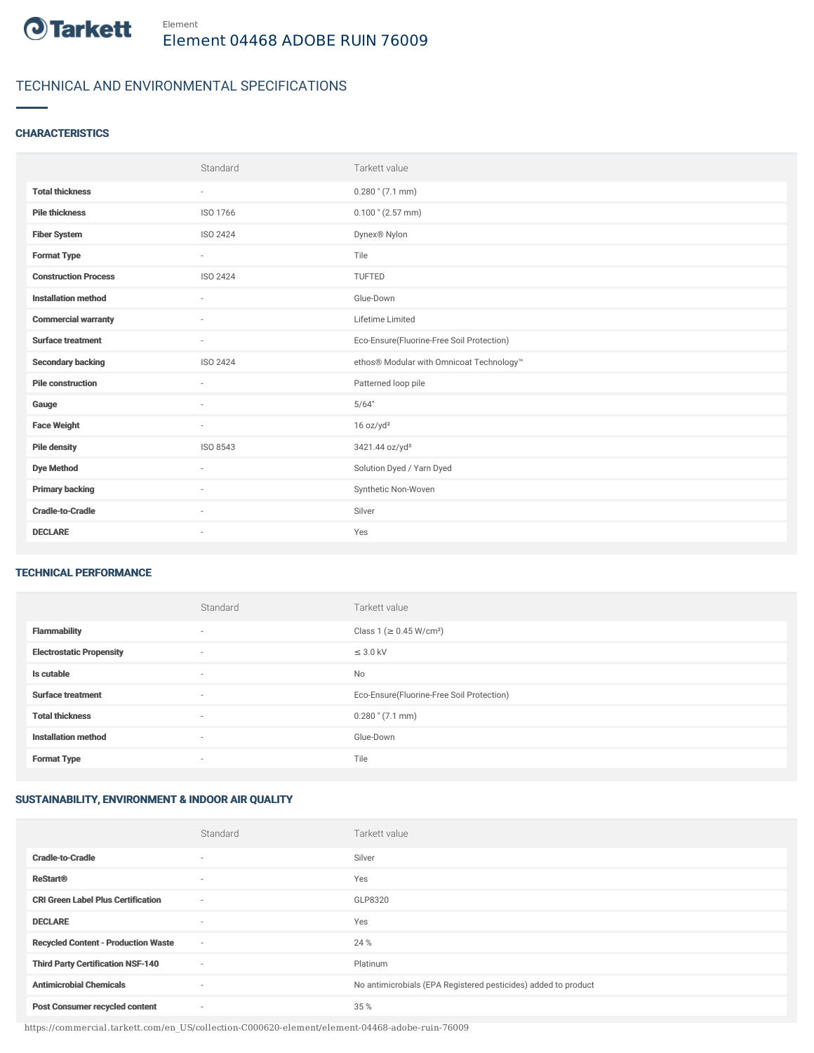Tarkett

Element

# Element 04468 ADOBE RUIN 76009

## TECHNICAL AND ENVIRONMENTAL SPECIFICATIONS

### CHARACTERISTICS

| | Standard | Tarkett value |
|---|---|---|
| **Total thickness** | - | 0.280 " (7.1 mm) |
| **Pile thickness** | ISO 1766 | 0.100 " (2.57 mm) |
| **Fiber System** | ISO 2424 | Dynex® Nylon |
| **Format Type** | - | Tile |
| **Construction Process** | ISO 2424 | TUFTED |
| **Installation method** | - | Glue-Down |
| **Commercial warranty** | - | Lifetime Limited |
| **Surface treatment** | - | Eco-Ensure(Fluorine-Free Soil Protection) |
| **Secondary backing** | ISO 2424 | ethos® Modular with Omnicoat Technology™ |
| **Pile construction** | - | Patterned loop pile |
| **Gauge** | - | 5/64" |
| **Face Weight** | - | 16 oz/yd² |
| **Pile density** | ISO 8543 | 3421.44 oz/yd³ |
| **Dye Method** | - | Solution Dyed / Yarn Dyed |
| **Primary backing** | - | Synthetic Non-Woven |
| **Cradle-to-Cradle** | - | Silver |
| **DECLARE** | - | Yes |

### TECHNICAL PERFORMANCE

| | Standard | Tarkett value |
|---|---|---|
| **Flammability** | - | Class 1 (≥ 0.45 W/cm²) |
| **Electrostatic Propensity** | - | ≤ 3.0 kV |
| **Is cutable** | - | No |
| **Surface treatment** | - | Eco-Ensure(Fluorine-Free Soil Protection) |
| **Total thickness** | - | 0.280 " (7.1 mm) |
| **Installation method** | - | Glue-Down |
| **Format Type** | - | Tile |

### SUSTAINABILITY, ENVIRONMENT & INDOOR AIR QUALITY

| | Standard | Tarkett value |
|---|---|---|
| **Cradle-to-Cradle** | - | Silver |
| **ReStart®** | - | Yes |
| **CRI Green Label Plus Certification** | - | GLP8320 |
| **DECLARE** | - | Yes |
| **Recycled Content - Production Waste** | - | 24 % |
| **Third Party Certification NSF-140** | - | Platinum |
| **Antimicrobial Chemicals** | - | No antimicrobials (EPA Registered pesticides) added to product |
| **Post Consumer recycled content** | - | 35 % |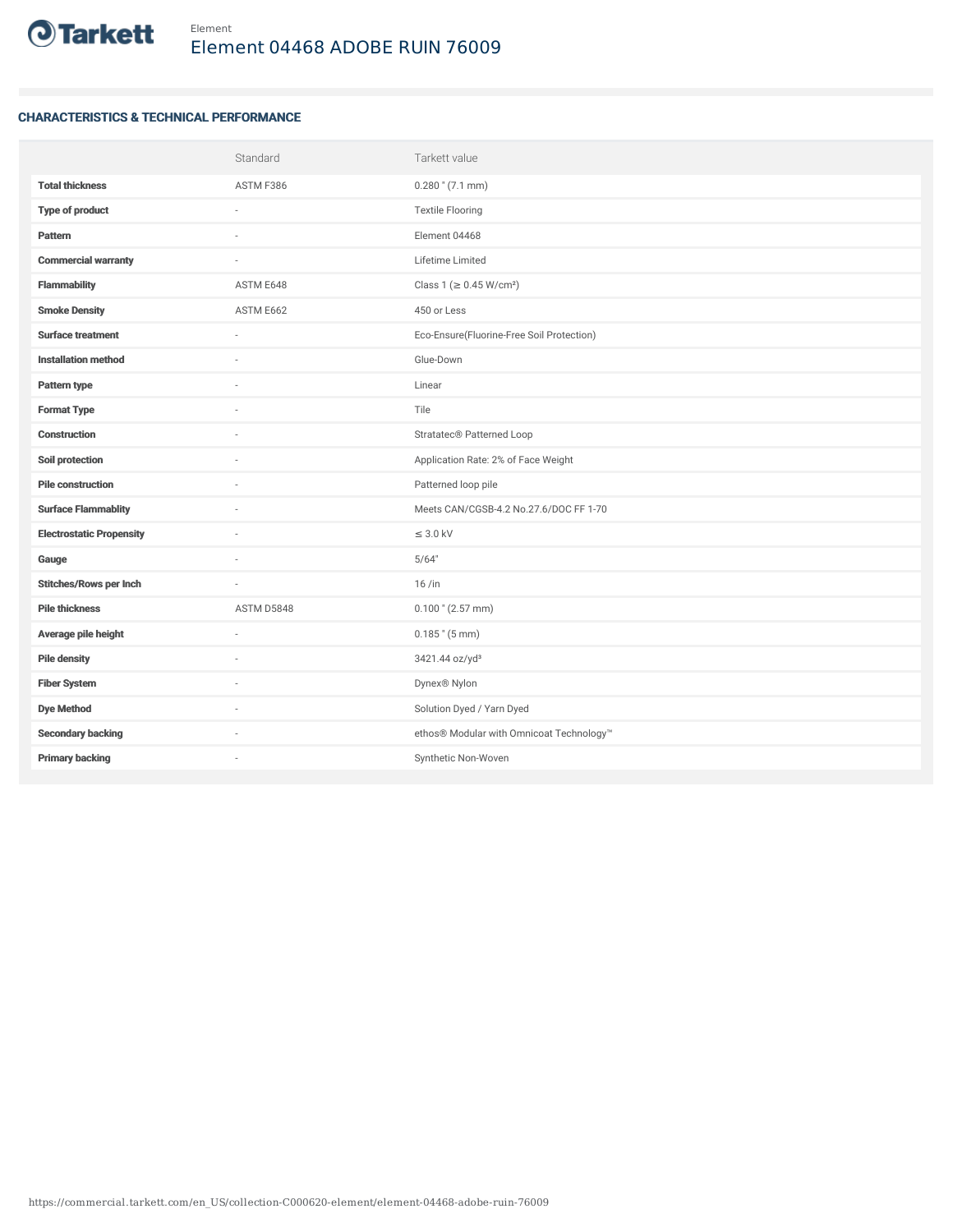Element

# Element 04468 ADOBE RUIN 76009

## CHARACTERISTICS & TECHNICAL PERFORMANCE

| | Standard | Tarkett value |
|---|---|---|
| **Total thickness** | ASTM F386 | 0.280 " (7.1 mm) |
| **Type of product** | - | Textile Flooring |
| **Pattern** | - | Element 04468 |
| **Commercial warranty** | - | Lifetime Limited |
| **Flammability** | ASTM E648 | Class 1 (≥ 0.45 W/cm²) |
| **Smoke Density** | ASTM E662 | 450 or Less |
| **Surface treatment** | - | Eco-Ensure(Fluorine-Free Soil Protection) |
| **Installation method** | - | Glue-Down |
| **Pattern type** | - | Linear |
| **Format Type** | - | Tile |
| **Construction** | - | Stratatec® Patterned Loop |
| **Soil protection** | - | Application Rate: 2% of Face Weight |
| **Pile construction** | - | Patterned loop pile |
| **Surface Flammablity** | - | Meets CAN/CGSB-4.2 No.27.6/DOC FF 1-70 |
| **Electrostatic Propensity** | - | ≤ 3.0 kV |
| **Gauge** | - | 5/64" |
| **Stitches/Rows per Inch** | - | 16 /in |
| **Pile thickness** | ASTM D5848 | 0.100 " (2.57 mm) |
| **Average pile height** | - | 0.185 " (5 mm) |
| **Pile density** | - | 3421.44 oz/yd³ |
| **Fiber System** | - | Dynex® Nylon |
| **Dye Method** | - | Solution Dyed / Yarn Dyed |
| **Secondary backing** | - | ethos® Modular with Omnicoat Technology™ |
| **Primary backing** | - | Synthetic Non-Woven |

https://commercial.tarkett.com/en_US/collection-C000620-element/element-04468-adobe-ruin-76009